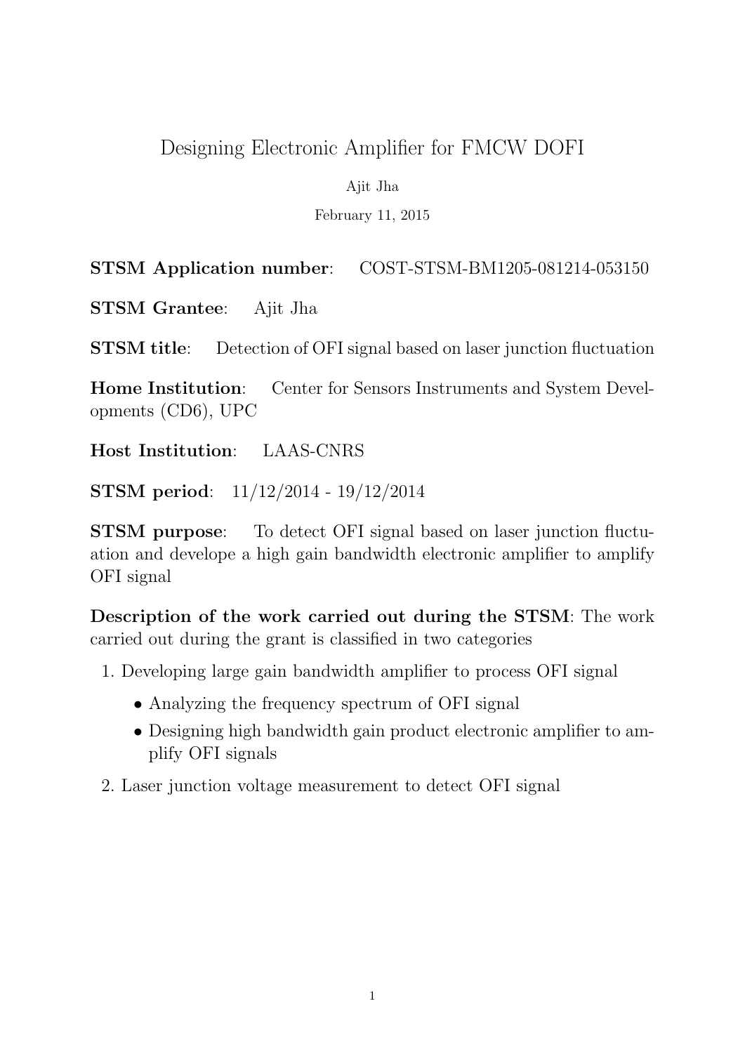# Designing Electronic Amplifier for FMCW DOFI

Ajit Jha

February 11, 2015

**STSM Application number**: COST-STSM-BM1205-081214-053150

**STSM Grantee**: Ajit Jha

**STSM title**: Detection of OFI signal based on laser junction fluctuation

**Home Institution**: Center for Sensors Instruments and System Developments (CD6), UPC

**Host Institution**: LAAS-CNRS

**STSM period**: 11/12/2014 - 19/12/2014

**STSM purpose**: To detect OFI signal based on laser junction fluctuation and develope a high gain bandwidth electronic amplifier to amplify OFI signal

**Description of the work carried out during the STSM**: The work carried out during the grant is classified in two categories

1. Developing large gain bandwidth amplifier to process OFI signal
   - Analyzing the frequency spectrum of OFI signal
   - Designing high bandwidth gain product electronic amplifier to amplify OFI signals
2. Laser junction voltage measurement to detect OFI signal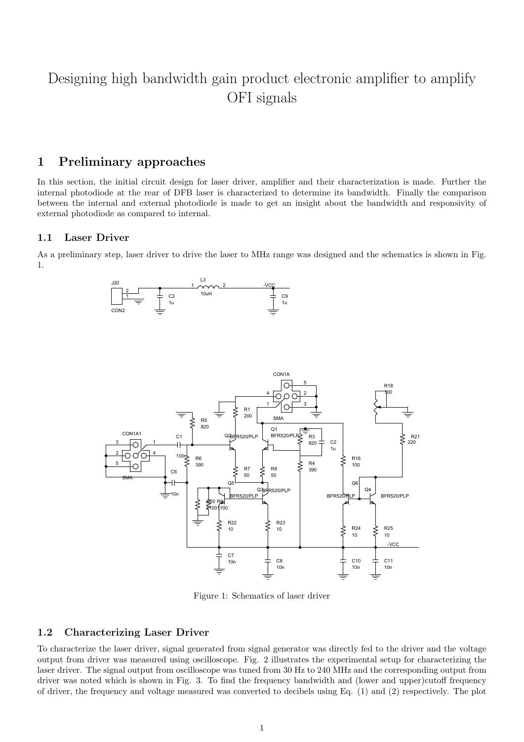# Designing high bandwidth gain product electronic amplifier to amplify OFI signals

## 1 Preliminary approaches

In this section, the initial circuit design for laser driver, amplifier and their characterization is made. Further the internal photodiode at the rear of DFB laser is characterized to determine its bandwidth. Finally the comparison between the internal and external photodiode is made to get an insight about the bandwidth and responsivity of external photodiode as compared to internal.

### 1.1 Laser Driver

As a preliminary step, laser driver to drive the laser to MHz range was designed and the schematics is shown in Fig. 1.

Figure 1: Schematics of laser driver

### 1.2 Characterizing Laser Driver

To characterize the laser driver, signal generated from signal generator was directly fed to the driver and the voltage output from driver was measured using oscilloscope. Fig. 2 illustrates the experimental setup for characterizing the laser driver. The signal output from oscilloscope was tuned from 30 Hz to 240 MHz and the corresponding output from driver was noted which is shown in Fig. 3. To find the frequency bandwidth and (lower and upper)cutoff frequency of driver, the frequency and voltage measured was converted to decibels using Eq. (1) and (2) respectively. The plot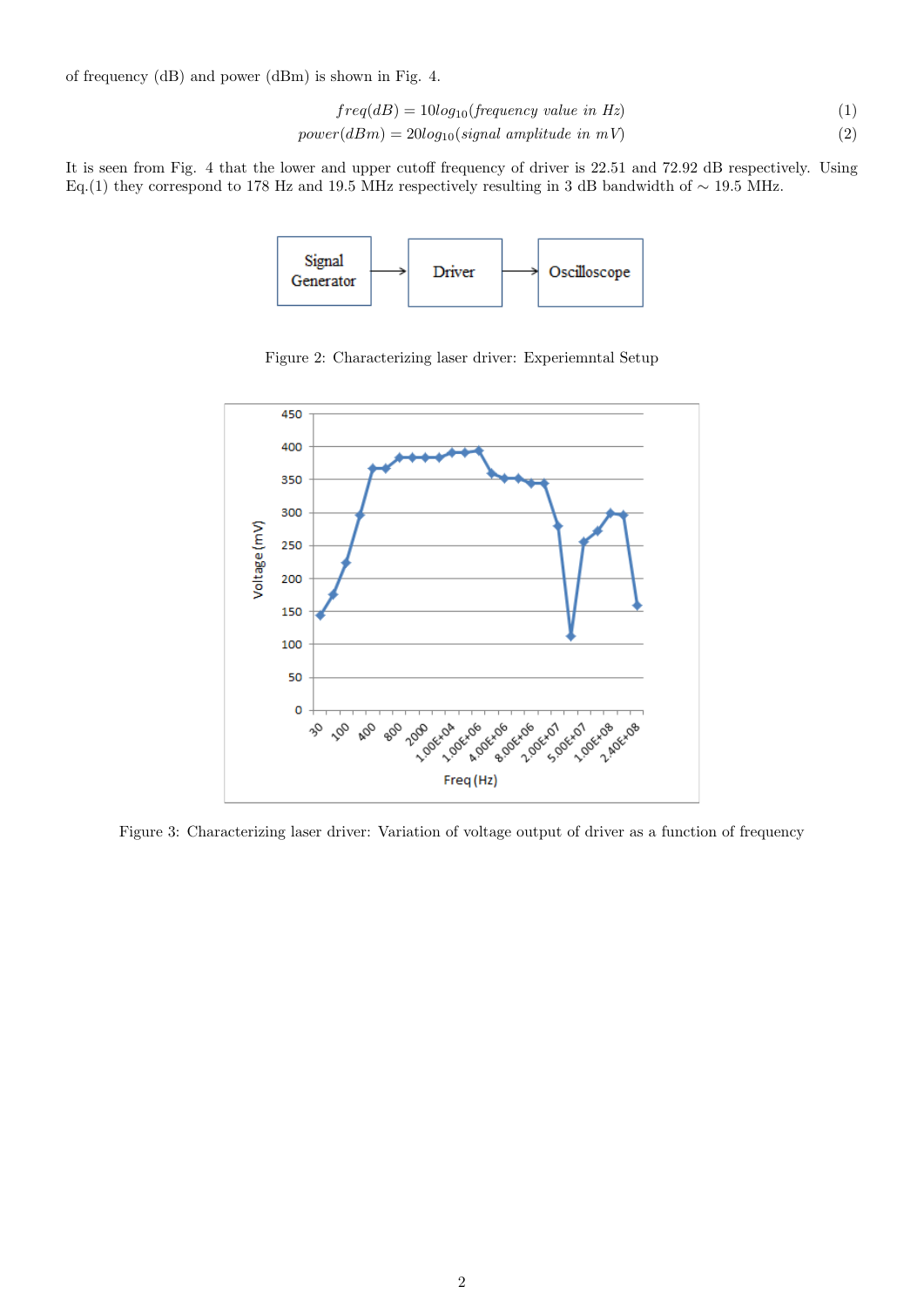of frequency (dB) and power (dBm) is shown in Fig. 4.

$$freq(dB) = 10log_{10}(frequency\ value\ in\ Hz) \tag{1}$$

$$power(dBm) = 20log_{10}(signal\ amplitude\ in\ mV) \tag{2}$$

It is seen from Fig. 4 that the lower and upper cutoff frequency of driver is 22.51 and 72.92 dB respectively. Using Eq.(1) they correspond to 178 Hz and 19.5 MHz respectively resulting in 3 dB bandwidth of $\sim$ 19.5 MHz.

Signal Generator → Driver → Oscilloscope

Figure 2: Characterizing laser driver: Experiemntal Setup

Figure 3: Characterizing laser driver: Variation of voltage output of driver as a function of frequency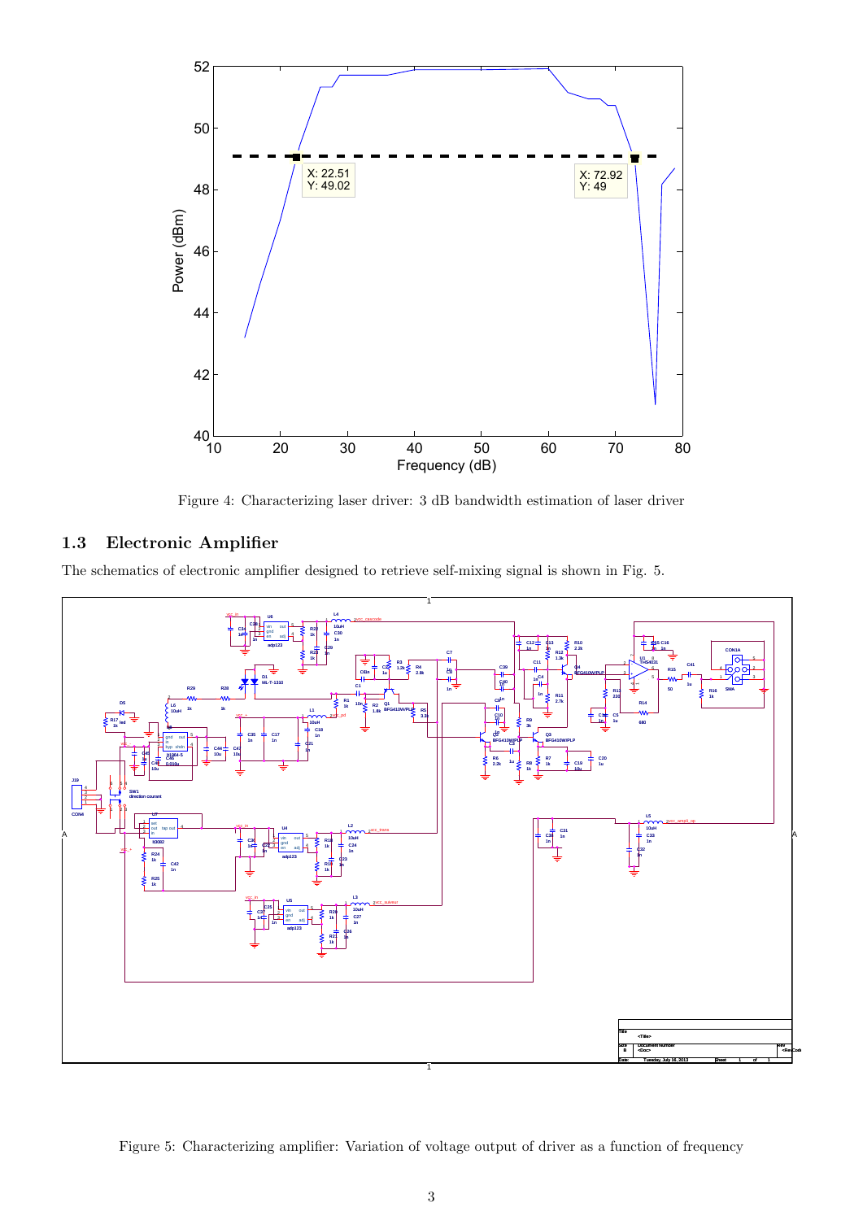Figure 4: Characterizing laser driver: 3 dB bandwidth estimation of laser driver

## 1.3 Electronic Amplifier

The schematics of electronic amplifier designed to retrieve self-mixing signal is shown in Fig. 5.

Figure 5: Characterizing amplifier: Variation of voltage output of driver as a function of frequency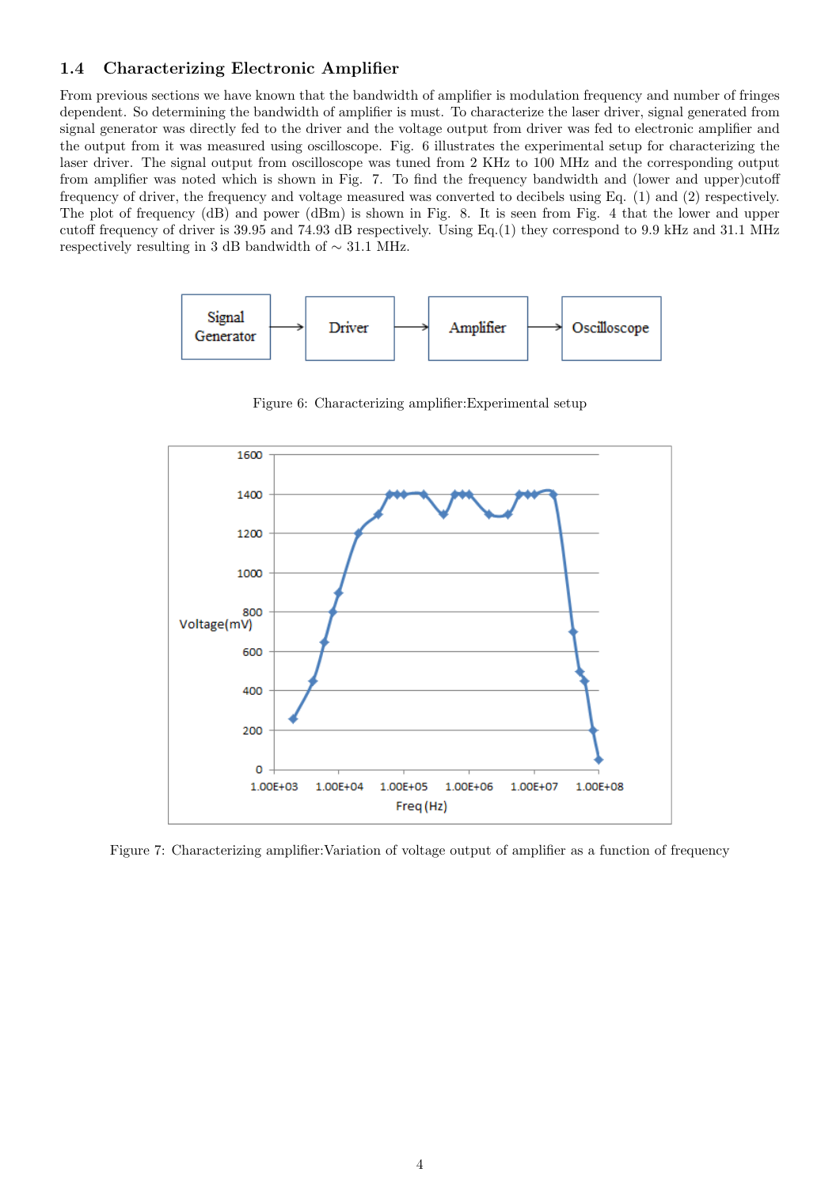### 1.4 Characterizing Electronic Amplifier

From previous sections we have known that the bandwidth of amplifier is modulation frequency and number of fringes dependent. So determining the bandwidth of amplifier is must. To characterize the laser driver, signal generated from signal generator was directly fed to the driver and the voltage output from driver was fed to electronic amplifier and the output from it was measured using oscilloscope. Fig. 6 illustrates the experimental setup for characterizing the laser driver. The signal output from oscilloscope was tuned from 2 KHz to 100 MHz and the corresponding output from amplifier was noted which is shown in Fig. 7. To find the frequency bandwidth and (lower and upper)cutoff frequency of driver, the frequency and voltage measured was converted to decibels using Eq. (1) and (2) respectively. The plot of frequency (dB) and power (dBm) is shown in Fig. 8. It is seen from Fig. 4 that the lower and upper cutoff frequency of driver is 39.95 and 74.93 dB respectively. Using Eq.(1) they correspond to 9.9 kHz and 31.1 MHz respectively resulting in 3 dB bandwidth of $\sim$ 31.1 MHz.

Signal Generator → Driver → Amplifier → Oscilloscope

Figure 6: Characterizing amplifier:Experimental setup

Figure 7: Characterizing amplifier:Variation of voltage output of amplifier as a function of frequency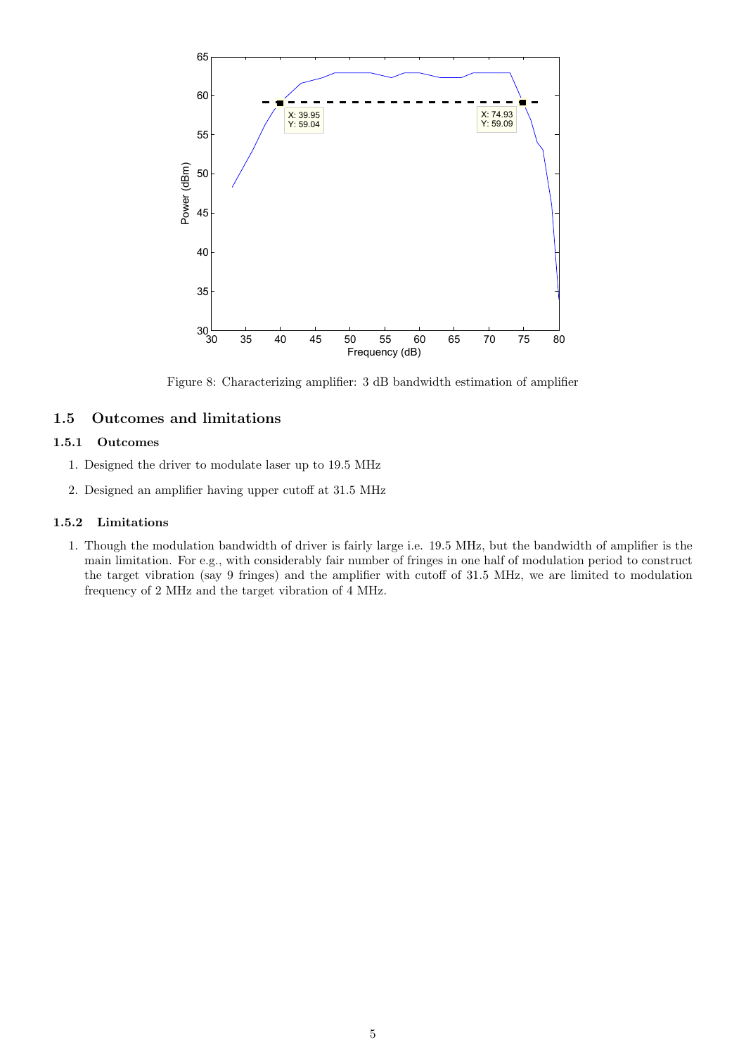Figure 8: Characterizing amplifier: 3 dB bandwidth estimation of amplifier

### 1.5 Outcomes and limitations

#### 1.5.1 Outcomes

1. Designed the driver to modulate laser up to 19.5 MHz
2. Designed an amplifier having upper cutoff at 31.5 MHz

#### 1.5.2 Limitations

1. Though the modulation bandwidth of driver is fairly large i.e. 19.5 MHz, but the bandwidth of amplifier is the main limitation. For e.g., with considerably fair number of fringes in one half of modulation period to construct the target vibration (say 9 fringes) and the amplifier with cutoff of 31.5 MHz, we are limited to modulation frequency of 2 MHz and the target vibration of 4 MHz.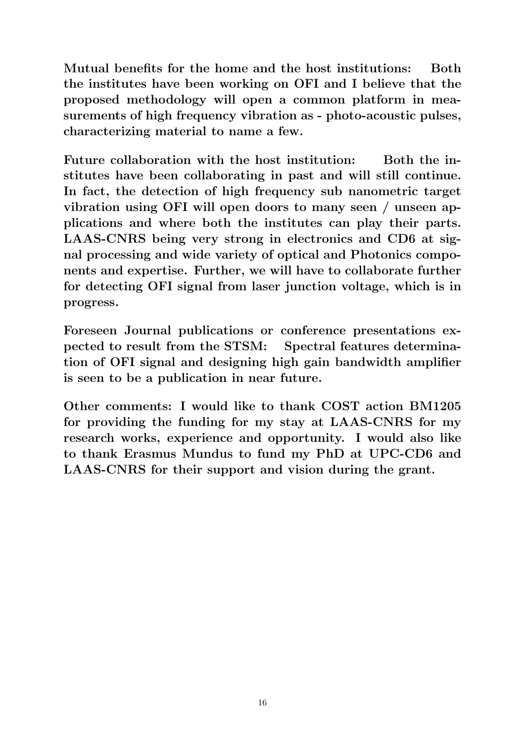**Mutual benefits for the home and the host institutions: Both the institutes have been working on OFI and I believe that the proposed methodology will open a common platform in measurements of high frequency vibration as - photo-acoustic pulses, characterizing material to name a few.**

**Future collaboration with the host institution: Both the institutes have been collaborating in past and will still continue. In fact, the detection of high frequency sub nanometric target vibration using OFI will open doors to many seen / unseen applications and where both the institutes can play their parts. LAAS-CNRS being very strong in electronics and CD6 at signal processing and wide variety of optical and Photonics components and expertise. Further, we will have to collaborate further for detecting OFI signal from laser junction voltage, which is in progress.**

**Foreseen Journal publications or conference presentations expected to result from the STSM: Spectral features determination of OFI signal and designing high gain bandwidth amplifier is seen to be a publication in near future.**

**Other comments: I would like to thank COST action BM1205 for providing the funding for my stay at LAAS-CNRS for my research works, experience and opportunity. I would also like to thank Erasmus Mundus to fund my PhD at UPC-CD6 and LAAS-CNRS for their support and vision during the grant.**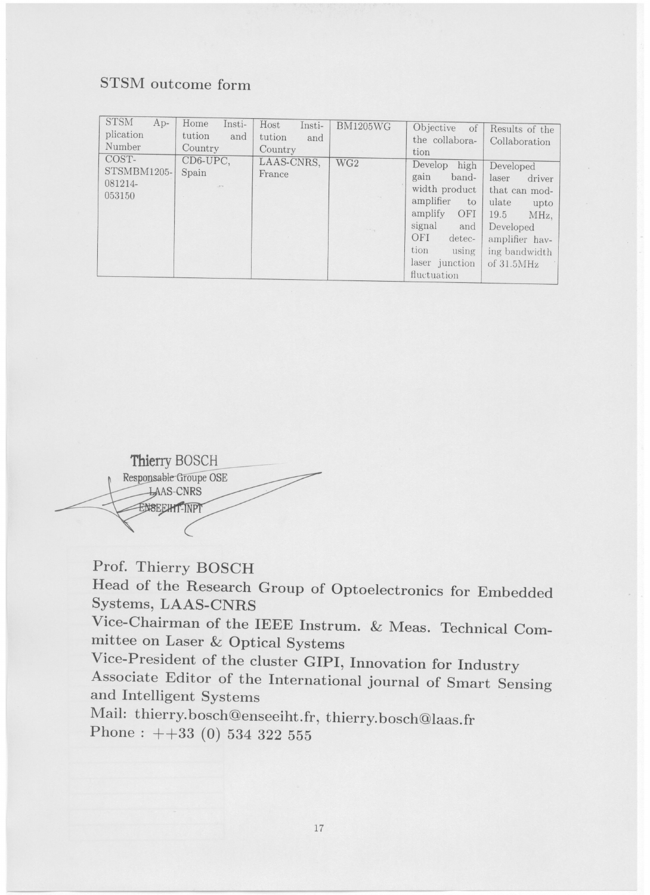## STSM outcome form

| STSM Application Number | Home Institution and Country | Host Institution and Country | BM1205WG | Objective of the collaboration | Results of the Collaboration |
|---|---|---|---|---|---|
| COST-STSMBM1205-081214-053150 | CD6-UPC, Spain | LAAS-CNRS, France | WG2 | Develop high gain bandwidth product amplifier to amplify OFI signal and OFI detection using laser junction fluctuation | Developed laser driver that can modulate upto 19.5 MHz, Developed amplifier having bandwidth of 31.5MHz |

Thierry BOSCH
Responsable Groupe OSE
LAAS-CNRS
ENSEEIHT-INPT

Prof. Thierry BOSCH
Head of the Research Group of Optoelectronics for Embedded Systems, LAAS-CNRS
Vice-Chairman of the IEEE Instrum. & Meas. Technical Committee on Laser & Optical Systems
Vice-President of the cluster GIPI, Innovation for Industry
Associate Editor of the International journal of Smart Sensing and Intelligent Systems
Mail: thierry.bosch@enseeiht.fr, thierry.bosch@laas.fr
Phone : ++33 (0) 534 322 555